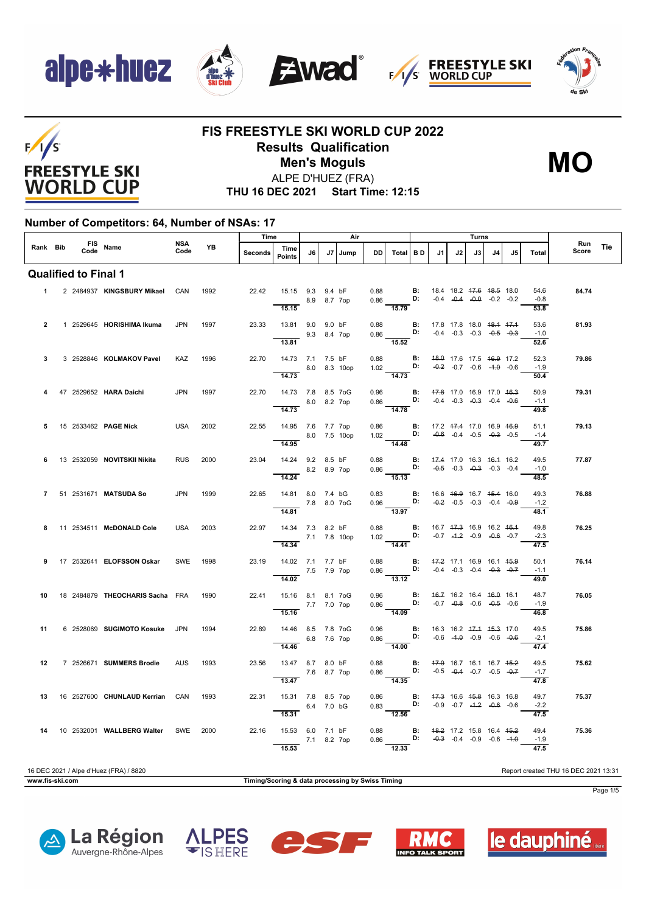# FIS FREESTYLE SKI WORLD CUP 2022

## Results Qualification

## Men's Moguls

**MO**

ALPE D'HUEZ (FRA)

**THU 16 DEC 2021 Start Time: 12:15**

### Number of Competitors: 64, Number of NSAs: 17

| Rank | Bib | FIS Code | Name | NSA Code | YB | Time Seconds | Time Points | J6 | J7 | Jump | DD | Air Total | B D | J1 | J2 | J3 | J4 | J5 | Turns Total | Run Score | Tie |
|---|---|---|---|---|---|---|---|---|---|---|---|---|---|---|---|---|---|---|---|---|---|
| **Qualified to Final 1** | | | | | | | | | | | | | | | | | | | | | |
| 1 | 2 | 2484937 | **KINGSBURY Mikael** | CAN | 1992 | 22.42 | 15.15 | 9.3 | 9.4 | bF | 0.88 | | B: | 18.4 | 18.2 | ~~17.6~~ | ~~18.5~~ | 18.0 | 54.6 | **84.74** | |
| | | | | | | | | 8.9 | 8.7 | 7op | 0.86 | | D: | -0.4 | ~~-0.4~~ | ~~-0.0~~ | -0.2 | -0.2 | -0.8 | | |
| | | | | | | | 15.15 | | | | | 15.79 | | | | | | | 53.8 | | |
| 2 | 1 | 2529645 | **HORISHIMA Ikuma** | JPN | 1997 | 23.33 | 13.81 | 9.0 | 9.0 | bF | 0.88 | | B: | 17.8 | 17.8 | 18.0 | ~~18.1~~ | ~~17.1~~ | 53.6 | **81.93** | |
| | | | | | | | | 9.3 | 8.4 | 7op | 0.86 | | D: | -0.4 | -0.3 | -0.3 | ~~-0.5~~ | ~~-0.3~~ | -1.0 | | |
| | | | | | | | 13.81 | | | | | 15.52 | | | | | | | 52.6 | | |
| 3 | 3 | 2528846 | **KOLMAKOV Pavel** | KAZ | 1996 | 22.70 | 14.73 | 7.1 | 7.5 | bF | 0.88 | | B: | ~~18.0~~ | 17.6 | 17.5 | ~~16.9~~ | 17.2 | 52.3 | **79.86** | |
| | | | | | | | | 8.0 | 8.3 | 10op | 1.02 | | D: | ~~-0.2~~ | -0.7 | -0.6 | ~~-1.0~~ | -0.6 | -1.9 | | |
| | | | | | | | 14.73 | | | | | 14.73 | | | | | | | 50.4 | | |
| 4 | 47 | 2529652 | **HARA Daichi** | JPN | 1997 | 22.70 | 14.73 | 7.8 | 8.5 | 7oG | 0.96 | | B: | ~~17.8~~ | 17.0 | 16.9 | 17.0 | ~~16.3~~ | 50.9 | **79.31** | |
| | | | | | | | | 8.0 | 8.2 | 7op | 0.86 | | D: | -0.4 | -0.3 | ~~-0.3~~ | -0.4 | ~~-0.6~~ | -1.1 | | |
| | | | | | | | 14.73 | | | | | 14.78 | | | | | | | 49.8 | | |
| 5 | 15 | 2533462 | **PAGE Nick** | USA | 2002 | 22.55 | 14.95 | 7.6 | 7.7 | 7op | 0.86 | | B: | 17.2 | ~~17.4~~ | 17.0 | 16.9 | ~~16.9~~ | 51.1 | **79.13** | |
| | | | | | | | | 8.0 | 7.5 | 10op | 1.02 | | D: | ~~-0.6~~ | -0.4 | -0.5 | ~~-0.3~~ | -0.5 | -1.4 | | |
| | | | | | | | 14.95 | | | | | 14.48 | | | | | | | 49.7 | | |
| 6 | 13 | 2532059 | **NOVITSKII Nikita** | RUS | 2000 | 23.04 | 14.24 | 9.2 | 8.5 | bF | 0.88 | | B: | ~~17.4~~ | 17.0 | 16.3 | ~~16.1~~ | 16.2 | 49.5 | **77.87** | |
| | | | | | | | | 8.2 | 8.9 | 7op | 0.86 | | D: | ~~-0.5~~ | -0.3 | ~~-0.3~~ | -0.3 | -0.4 | -1.0 | | |
| | | | | | | | 14.24 | | | | | 15.13 | | | | | | | 48.5 | | |
| 7 | 51 | 2531671 | **MATSUDA So** | JPN | 1999 | 22.65 | 14.81 | 8.0 | 7.4 | bG | 0.83 | | B: | 16.6 | ~~16.9~~ | 16.7 | ~~15.4~~ | 16.0 | 49.3 | **76.88** | |
| | | | | | | | | 7.8 | 8.0 | 7oG | 0.96 | | D: | ~~-0.2~~ | -0.5 | -0.3 | -0.4 | ~~-0.9~~ | -1.2 | | |
| | | | | | | | 14.81 | | | | | 13.97 | | | | | | | 48.1 | | |
| 8 | 11 | 2534511 | **McDONALD Cole** | USA | 2003 | 22.97 | 14.34 | 7.3 | 8.2 | bF | 0.88 | | B: | 16.7 | ~~17.3~~ | 16.9 | 16.2 | ~~16.1~~ | 49.8 | **76.25** | |
| | | | | | | | | 7.1 | 7.8 | 10op | 1.02 | | D: | -0.7 | ~~-1.2~~ | -0.9 | ~~-0.6~~ | -0.7 | -2.3 | | |
| | | | | | | | 14.34 | | | | | 14.41 | | | | | | | 47.5 | | |
| 9 | 17 | 2532641 | **ELOFSSON Oskar** | SWE | 1998 | 23.19 | 14.02 | 7.1 | 7.7 | bF | 0.88 | | B: | ~~17.2~~ | 17.1 | 16.9 | 16.1 | ~~15.9~~ | 50.1 | **76.14** | |
| | | | | | | | | 7.5 | 7.9 | 7op | 0.86 | | D: | -0.4 | -0.3 | -0.4 | ~~-0.3~~ | ~~-0.7~~ | -1.1 | | |
| | | | | | | | 14.02 | | | | | 13.12 | | | | | | | 49.0 | | |
| 10 | 18 | 2484879 | **THEOCHARIS Sacha** | FRA | 1990 | 22.41 | 15.16 | 8.1 | 8.1 | 7oG | 0.96 | | B: | ~~16.7~~ | 16.2 | 16.4 | ~~16.0~~ | 16.1 | 48.7 | **76.05** | |
| | | | | | | | | 7.7 | 7.0 | 7op | 0.86 | | D: | -0.7 | ~~-0.8~~ | -0.6 | ~~-0.5~~ | -0.6 | -1.9 | | |
| | | | | | | | 15.16 | | | | | 14.09 | | | | | | | 46.8 | | |
| 11 | 6 | 2528069 | **SUGIMOTO Kosuke** | JPN | 1994 | 22.89 | 14.46 | 8.5 | 7.8 | 7oG | 0.96 | | B: | 16.3 | 16.2 | ~~17.1~~ | ~~15.3~~ | 17.0 | 49.5 | **75.86** | |
| | | | | | | | | 6.8 | 7.6 | 7op | 0.86 | | D: | -0.6 | ~~-1.0~~ | -0.9 | -0.6 | ~~-0.6~~ | -2.1 | | |
| | | | | | | | 14.46 | | | | | 14.00 | | | | | | | 47.4 | | |
| 12 | 7 | 2526671 | **SUMMERS Brodie** | AUS | 1993 | 23.56 | 13.47 | 8.7 | 8.0 | bF | 0.88 | | B: | ~~17.0~~ | 16.7 | 16.1 | 16.7 | ~~15.2~~ | 49.5 | **75.62** | |
| | | | | | | | | 7.6 | 8.7 | 7op | 0.86 | | D: | -0.5 | ~~-0.4~~ | -0.7 | -0.5 | ~~-0.7~~ | -1.7 | | |
| | | | | | | | 13.47 | | | | | 14.35 | | | | | | | 47.8 | | |
| 13 | 16 | 2527600 | **CHUNLAUD Kerrian** | CAN | 1993 | 22.31 | 15.31 | 7.8 | 8.5 | 7op | 0.86 | | B: | ~~17.3~~ | 16.6 | ~~15.8~~ | 16.3 | 16.8 | 49.7 | **75.37** | |
| | | | | | | | | 6.4 | 7.0 | bG | 0.83 | | D: | -0.9 | -0.7 | ~~-1.2~~ | ~~-0.6~~ | -0.6 | -2.2 | | |
| | | | | | | | 15.31 | | | | | 12.56 | | | | | | | 47.5 | | |
| 14 | 10 | 2532001 | **WALLBERG Walter** | SWE | 2000 | 22.16 | 15.53 | 6.0 | 7.1 | bF | 0.88 | | B: | ~~18.2~~ | 17.2 | 15.8 | 16.4 | ~~15.2~~ | 49.4 | **75.36** | |
| | | | | | | | | 7.1 | 8.2 | 7op | 0.86 | | D: | ~~-0.3~~ | -0.4 | -0.9 | -0.6 | ~~-1.0~~ | -1.9 | | |
| | | | | | | | 15.53 | | | | | 12.33 | | | | | | | 47.5 | | |

16 DEC 2021 / Alpe d'Huez (FRA) / 8820

Report created THU 16 DEC 2021 13:31

www.fis-ski.com

Timing/Scoring & data processing by Swiss Timing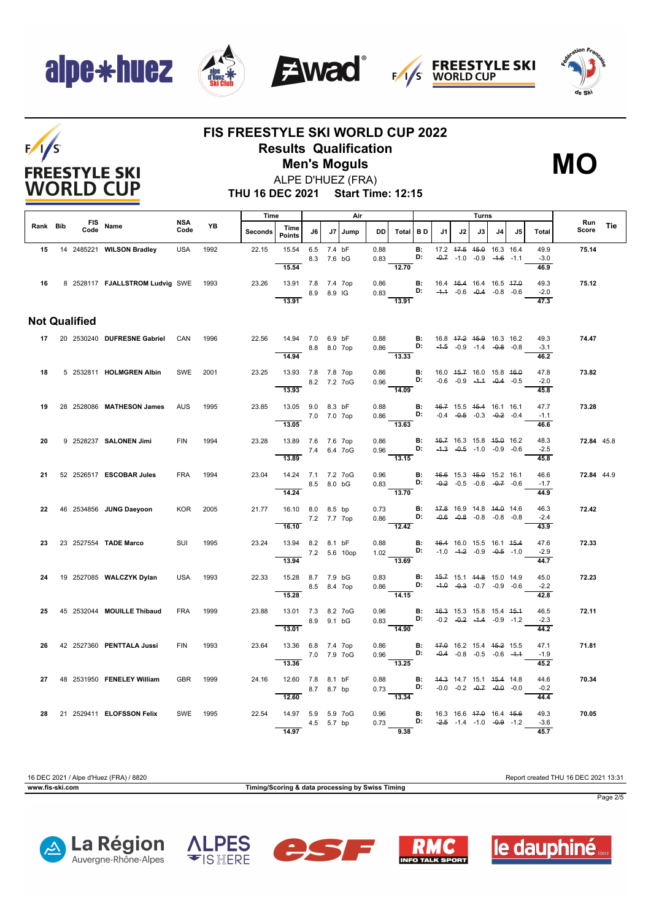# FIS FREESTYLE SKI WORLD CUP 2022

## Results Qualification

## Men's Moguls

**MO**

ALPE D'HUEZ (FRA)

**THU 16 DEC 2021 Start Time: 12:15**

| Rank | Bib | FIS Code | Name | NSA Code | YB | Time Seconds | Time Points | Air J6 | Air J7 | Jump | DD | Total | B D | J1 | J2 | J3 | J4 | J5 | Turns Total | Run Score | Tie |
|---|---|---|---|---|---|---|---|---|---|---|---|---|---|---|---|---|---|---|---|---|---|
| 15 | 14 | 2485221 | **WILSON Bradley** | USA | 1992 | 22.15 | 15.54 | 6.5 | 7.4 | bF | 0.88 | | B: | 17.2 | ~~17.5~~ | ~~15.0~~ | 16.3 | 16.4 | 49.9 | **75.14** | |
| | | | | | | | | 8.3 | 7.6 | bG | 0.83 | | D: | ~~-0.7~~ | -1.0 | -0.9 | ~~-1.6~~ | -1.1 | -3.0 | | |
| | | | | | | | 15.54 | | | | | 12.70 | | | | | | | 46.9 | | |
| 16 | 8 | 2528117 | **FJALLSTROM Ludvig** | SWE | 1993 | 23.26 | 13.91 | 7.8 | 7.4 | 7op | 0.86 | | B: | 16.4 | ~~16.4~~ | 16.4 | 16.5 | ~~17.0~~ | 49.3 | **75.12** | |
| | | | | | | | | 8.9 | 8.9 | lG | 0.83 | | D: | ~~-1.1~~ | -0.6 | ~~-0.4~~ | -0.8 | -0.6 | -2.0 | | |
| | | | | | | | 13.91 | | | | | 13.91 | | | | | | | 47.3 | | |

## Not Qualified

| Rank | Bib | FIS Code | Name | NSA Code | YB | Time Seconds | Time Points | Air J6 | Air J7 | Jump | DD | Total | B D | J1 | J2 | J3 | J4 | J5 | Turns Total | Run Score | Tie |
|---|---|---|---|---|---|---|---|---|---|---|---|---|---|---|---|---|---|---|---|---|---|
| 17 | 20 | 2530240 | **DUFRESNE Gabriel** | CAN | 1996 | 22.56 | 14.94 | 7.0 | 6.9 | bF | 0.88 | | B: | 16.8 | ~~17.2~~ | ~~15.9~~ | 16.3 | 16.2 | 49.3 | **74.47** | |
| | | | | | | | | 8.8 | 8.0 | 7op | 0.86 | | D: | ~~-1.5~~ | -0.9 | -1.4 | ~~-0.8~~ | -0.8 | -3.1 | | |
| | | | | | | | 14.94 | | | | | 13.33 | | | | | | | 46.2 | | |
| 18 | 5 | 2532811 | **HOLMGREN Albin** | SWE | 2001 | 23.25 | 13.93 | 7.8 | 7.8 | 7op | 0.86 | | B: | 16.0 | ~~15.7~~ | 16.0 | 15.8 | ~~16.0~~ | 47.8 | **73.82** | |
| | | | | | | | | 8.2 | 7.2 | 7oG | 0.96 | | D: | -0.6 | -0.9 | ~~-1.1~~ | ~~-0.4~~ | -0.5 | -2.0 | | |
| | | | | | | | 13.93 | | | | | 14.09 | | | | | | | 45.8 | | |
| 19 | 28 | 2528086 | **MATHESON James** | AUS | 1995 | 23.85 | 13.05 | 9.0 | 8.3 | bF | 0.88 | | B: | ~~16.7~~ | 15.5 | ~~15.4~~ | 16.1 | 16.1 | 47.7 | **73.28** | |
| | | | | | | | | 7.0 | 7.0 | 7op | 0.86 | | D: | -0.4 | ~~-0.5~~ | -0.3 | ~~-0.2~~ | -0.4 | -1.1 | | |
| | | | | | | | 13.05 | | | | | 13.63 | | | | | | | 46.6 | | |
| 20 | 9 | 2528237 | **SALONEN Jimi** | FIN | 1994 | 23.28 | 13.89 | 7.6 | 7.6 | 7op | 0.86 | | B: | ~~16.7~~ | 16.3 | 15.8 | ~~15.0~~ | 16.2 | 48.3 | **72.84** | 45.8 |
| | | | | | | | | 7.4 | 6.4 | 7oG | 0.96 | | D: | ~~-1.3~~ | ~~-0.5~~ | -1.0 | -0.9 | -0.6 | -2.5 | | |
| | | | | | | | 13.89 | | | | | 13.15 | | | | | | | 45.8 | | |
| 21 | 52 | 2526517 | **ESCOBAR Jules** | FRA | 1994 | 23.04 | 14.24 | 7.1 | 7.2 | 7oG | 0.96 | | B: | ~~16.6~~ | 15.3 | ~~15.0~~ | 15.2 | 16.1 | 46.6 | **72.84** | 44.9 |
| | | | | | | | | 8.5 | 8.0 | bG | 0.83 | | D: | ~~-0.2~~ | -0.5 | -0.6 | ~~-0.7~~ | -0.6 | -1.7 | | |
| | | | | | | | 14.24 | | | | | 13.70 | | | | | | | 44.9 | | |
| 22 | 46 | 2534856 | **JUNG Daeyoon** | KOR | 2005 | 21.77 | 16.10 | 8.0 | 8.5 | bp | 0.73 | | B: | ~~17.8~~ | 16.9 | 14.8 | ~~14.0~~ | 14.6 | 46.3 | **72.42** | |
| | | | | | | | | 7.2 | 7.7 | 7op | 0.86 | | D: | ~~-0.6~~ | ~~-0.8~~ | -0.8 | -0.8 | -0.8 | -2.4 | | |
| | | | | | | | 16.10 | | | | | 12.42 | | | | | | | 43.9 | | |
| 23 | 23 | 2527554 | **TADE Marco** | SUI | 1995 | 23.24 | 13.94 | 8.2 | 8.1 | bF | 0.88 | | B: | ~~16.4~~ | 16.0 | 15.5 | 16.1 | ~~15.4~~ | 47.6 | **72.33** | |
| | | | | | | | | 7.2 | 5.6 | 10op | 1.02 | | D: | -1.0 | ~~-1.2~~ | -0.9 | ~~-0.5~~ | -1.0 | -2.9 | | |
| | | | | | | | 13.94 | | | | | 13.69 | | | | | | | 44.7 | | |
| 24 | 19 | 2527085 | **WALCZYK Dylan** | USA | 1993 | 22.33 | 15.28 | 8.7 | 7.9 | bG | 0.83 | | B: | ~~15.7~~ | 15.1 | ~~14.8~~ | 15.0 | 14.9 | 45.0 | **72.23** | |
| | | | | | | | | 8.5 | 8.4 | 7op | 0.86 | | D: | ~~-1.0~~ | ~~-0.3~~ | -0.7 | -0.9 | -0.6 | -2.2 | | |
| | | | | | | | 15.28 | | | | | 14.15 | | | | | | | 42.8 | | |
| 25 | 45 | 2532044 | **MOUILLE Thibaud** | FRA | 1999 | 23.88 | 13.01 | 7.3 | 8.2 | 7oG | 0.96 | | B: | ~~16.3~~ | 15.3 | 15.8 | 15.4 | ~~15.1~~ | 46.5 | **72.11** | |
| | | | | | | | | 8.9 | 9.1 | bG | 0.83 | | D: | -0.2 | ~~-0.2~~ | ~~-1.4~~ | -0.9 | -1.2 | -2.3 | | |
| | | | | | | | 13.01 | | | | | 14.90 | | | | | | | 44.2 | | |
| 26 | 42 | 2527360 | **PENTTALA Jussi** | FIN | 1993 | 23.64 | 13.36 | 6.8 | 7.4 | 7op | 0.86 | | B: | ~~17.0~~ | 16.2 | 15.4 | ~~15.2~~ | 15.5 | 47.1 | **71.81** | |
| | | | | | | | | 7.0 | 7.9 | 7oG | 0.96 | | D: | ~~-0.4~~ | -0.8 | -0.5 | -0.6 | ~~-1.1~~ | -1.9 | | |
| | | | | | | | 13.36 | | | | | 13.25 | | | | | | | 45.2 | | |
| 27 | 48 | 2531950 | **FENELEY William** | GBR | 1999 | 24.16 | 12.60 | 7.8 | 8.1 | bF | 0.88 | | B: | ~~14.3~~ | 14.7 | 15.1 | ~~15.4~~ | 14.8 | 44.6 | **70.34** | |
| | | | | | | | | 8.7 | 8.7 | bp | 0.73 | | D: | -0.0 | -0.2 | ~~-0.7~~ | ~~-0.0~~ | -0.0 | -0.2 | | |
| | | | | | | | 12.60 | | | | | 13.34 | | | | | | | 44.4 | | |
| 28 | 21 | 2529411 | **ELOFSSON Felix** | SWE | 1995 | 22.54 | 14.97 | 5.9 | 5.9 | 7oG | 0.96 | | B: | 16.3 | 16.6 | ~~17.0~~ | 16.4 | ~~15.6~~ | 49.3 | **70.05** | |
| | | | | | | | | 4.5 | 5.7 | bp | 0.73 | | D: | ~~-2.5~~ | -1.4 | -1.0 | ~~-0.9~~ | -1.2 | -3.6 | | |
| | | | | | | | 14.97 | | | | | 9.38 | | | | | | | 45.7 | | |

16 DEC 2021 / Alpe d'Huez (FRA) / 8820

Report created THU 16 DEC 2021 13:31

www.fis-ski.com

Timing/Scoring & data processing by Swiss Timing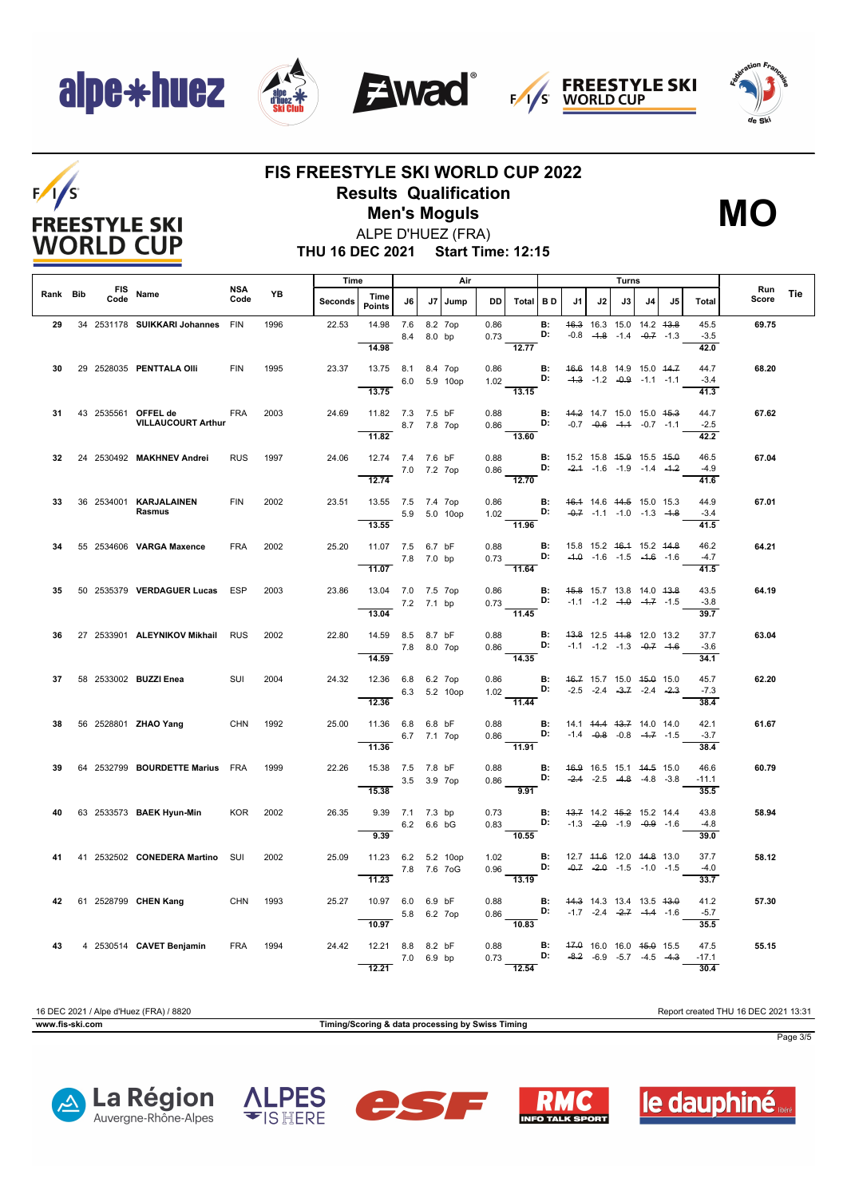# FIS FREESTYLE SKI WORLD CUP 2022

## Results Qualification

## Men's Moguls

**MO**

ALPE D'HUEZ (FRA)

**THU 16 DEC 2021 Start Time: 12:15**

| Rank | Bib | FIS Code | Name | NSA Code | YB | Time Seconds | Time Points | J6 | J7 | Air Jump | DD | Air Total | B D | J1 | J2 | J3 | J4 | J5 | Turns Total | Run Score | Tie |
|---|---|---|---|---|---|---|---|---|---|---|---|---|---|---|---|---|---|---|---|---|---|
| 29 | 34 | 2531178 | SUIKKARI Johannes | FIN | 1996 | 22.53 | 14.98 | 7.6 / 8.4 | 8.2 / 8.0 | 7op / bp | 0.86 / 0.73 | 12.77 | B: / D: | ~~16.3~~ / -0.8 | 16.3 / ~~-1.8~~ | 15.0 / -1.4 | 14.2 / ~~-0.7~~ | ~~13.8~~ / -1.3 | 45.5 / -3.5 / 42.0 | 69.75 | |
| 30 | 29 | 2528035 | PENTTALA Olli | FIN | 1995 | 23.37 | 13.75 | 8.1 / 6.0 | 8.4 / 5.9 | 7op / 10op | 0.86 / 1.02 | 13.15 | B: / D: | ~~16.6~~ / ~~-1.3~~ | 14.8 / -1.2 | 14.9 / ~~-0.9~~ | 15.0 / -1.1 | ~~14.7~~ / -1.1 | 44.7 / -3.4 / 41.3 | 68.20 | |
| 31 | 43 | 2535561 | OFFEL de VILLAUCOURT Arthur | FRA | 2003 | 24.69 | 11.82 | 7.3 / 8.7 | 7.5 / 7.8 | bF / 7op | 0.88 / 0.86 | 13.60 | B: / D: | ~~14.2~~ / -0.7 | 14.7 / ~~-0.6~~ | 15.0 / ~~-1.1~~ | 15.0 / -0.7 | ~~15.3~~ / -1.1 | 44.7 / -2.5 / 42.2 | 67.62 | |
| 32 | 24 | 2530492 | MAKHNEV Andrei | RUS | 1997 | 24.06 | 12.74 | 7.4 / 7.0 | 7.6 / 7.2 | bF / 7op | 0.88 / 0.86 | 12.70 | B: / D: | 15.2 / ~~-2.1~~ | 15.8 / -1.6 | ~~15.9~~ / -1.9 | 15.5 / -1.4 | ~~15.0~~ / ~~-1.2~~ | 46.5 / -4.9 / 41.6 | 67.04 | |
| 33 | 36 | 2534001 | KARJALAINEN Rasmus | FIN | 2002 | 23.51 | 13.55 | 7.5 / 5.9 | 7.4 / 5.0 | 7op / 10op | 0.86 / 1.02 | 11.96 | B: / D: | ~~16.1~~ / ~~-0.7~~ | 14.6 / -1.1 | ~~14.5~~ / -1.0 | 15.0 / -1.3 | 15.3 / ~~-1.8~~ | 44.9 / -3.4 / 41.5 | 67.01 | |
| 34 | 55 | 2534606 | VARGA Maxence | FRA | 2002 | 25.20 | 11.07 | 7.5 / 7.8 | 6.7 / 7.0 | bF / bp | 0.88 / 0.73 | 11.64 | B: / D: | 15.8 / ~~-1.0~~ | 15.2 / -1.6 | ~~16.1~~ / -1.5 | 15.2 / ~~-1.6~~ | ~~14.8~~ / -1.6 | 46.2 / -4.7 / 41.5 | 64.21 | |
| 35 | 50 | 2535379 | VERDAGUER Lucas | ESP | 2003 | 23.86 | 13.04 | 7.0 / 7.2 | 7.5 / 7.1 | 7op / bp | 0.86 / 0.73 | 11.45 | B: / D: | ~~15.8~~ / -1.1 | 15.7 / -1.2 | 13.8 / ~~-1.0~~ | 14.0 / ~~-1.7~~ | ~~13.8~~ / -1.5 | 43.5 / -3.8 / 39.7 | 64.19 | |
| 36 | 27 | 2533901 | ALEYNIKOV Mikhail | RUS | 2002 | 22.80 | 14.59 | 8.5 / 7.8 | 8.7 / 8.0 | bF / 7op | 0.88 / 0.86 | 14.35 | B: / D: | ~~13.8~~ / -1.1 | 12.5 / -1.2 | ~~11.8~~ / -1.3 | 12.0 / ~~-0.7~~ | 13.2 / ~~-1.6~~ | 37.7 / -3.6 / 34.1 | 63.04 | |
| 37 | 58 | 2533002 | BUZZI Enea | SUI | 2004 | 24.32 | 12.36 | 6.8 / 6.3 | 6.2 / 5.2 | 7op / 10op | 0.86 / 1.02 | 11.44 | B: / D: | ~~16.7~~ / -2.5 | 15.7 / -2.4 | 15.0 / ~~-3.7~~ | ~~15.0~~ / -2.4 | 15.0 / ~~-2.3~~ | 45.7 / -7.3 / 38.4 | 62.20 | |
| 38 | 56 | 2528801 | ZHAO Yang | CHN | 1992 | 25.00 | 11.36 | 6.8 / 6.7 | 6.8 / 7.1 | bF / 7op | 0.88 / 0.86 | 11.91 | B: / D: | 14.1 / -1.4 | ~~14.4~~ / ~~-0.8~~ | ~~13.7~~ / -0.8 | 14.0 / ~~-1.7~~ | 14.0 / -1.5 | 42.1 / -3.7 / 38.4 | 61.67 | |
| 39 | 64 | 2532799 | BOURDETTE Marius | FRA | 1999 | 22.26 | 15.38 | 7.5 / 3.5 | 7.8 / 3.9 | bF / 7op | 0.88 / 0.86 | 9.91 | B: / D: | ~~16.9~~ / ~~-2.4~~ | 16.5 / -2.5 | 15.1 / ~~-4.8~~ | ~~14.5~~ / -4.8 | 15.0 / -3.8 | 46.6 / -11.1 / 35.5 | 60.79 | |
| 40 | 63 | 2533573 | BAEK Hyun-Min | KOR | 2002 | 26.35 | 9.39 | 7.1 / 6.2 | 7.3 / 6.6 | bp / bG | 0.73 / 0.83 | 10.55 | B: / D: | ~~13.7~~ / -1.3 | 14.2 / ~~-2.0~~ | ~~15.2~~ / -1.9 | 15.2 / ~~-0.9~~ | 14.4 / -1.6 | 43.8 / -4.8 / 39.0 | 58.94 | |
| 41 | 41 | 2532502 | CONEDERA Martino | SUI | 2002 | 25.09 | 11.23 | 6.2 / 7.8 | 5.2 / 7.6 | 10op / 7oG | 1.02 / 0.96 | 13.19 | B: / D: | 12.7 / ~~-0.7~~ | ~~11.6~~ / ~~-2.0~~ | 12.0 / -1.5 | ~~14.8~~ / -1.0 | 13.0 / -1.5 | 37.7 / -4.0 / 33.7 | 58.12 | |
| 42 | 61 | 2528799 | CHEN Kang | CHN | 1993 | 25.27 | 10.97 | 6.0 / 5.8 | 6.9 / 6.2 | bF / 7op | 0.88 / 0.86 | 10.83 | B: / D: | ~~14.3~~ / -1.7 | 14.3 / -2.4 | 13.4 / ~~-2.7~~ | 13.5 / ~~-1.1~~ | ~~13.0~~ / -1.6 | 41.2 / -5.7 / 35.5 | 57.30 | |
| 43 | 4 | 2530514 | CAVET Benjamin | FRA | 1994 | 24.42 | 12.21 | 8.8 / 7.0 | 8.2 / 6.9 | bF / bp | 0.88 / 0.73 | 12.54 | B: / D: | ~~17.0~~ / ~~-8.2~~ | 16.0 / -6.9 | 16.0 / -5.7 | ~~15.0~~ / -4.5 | 15.5 / ~~-4.3~~ | 47.5 / -17.1 / 30.4 | 55.15 | |

16 DEC 2021 / Alpe d'Huez (FRA) / 8820

Report created THU 16 DEC 2021 13:31

www.fis-ski.com

Timing/Scoring & data processing by Swiss Timing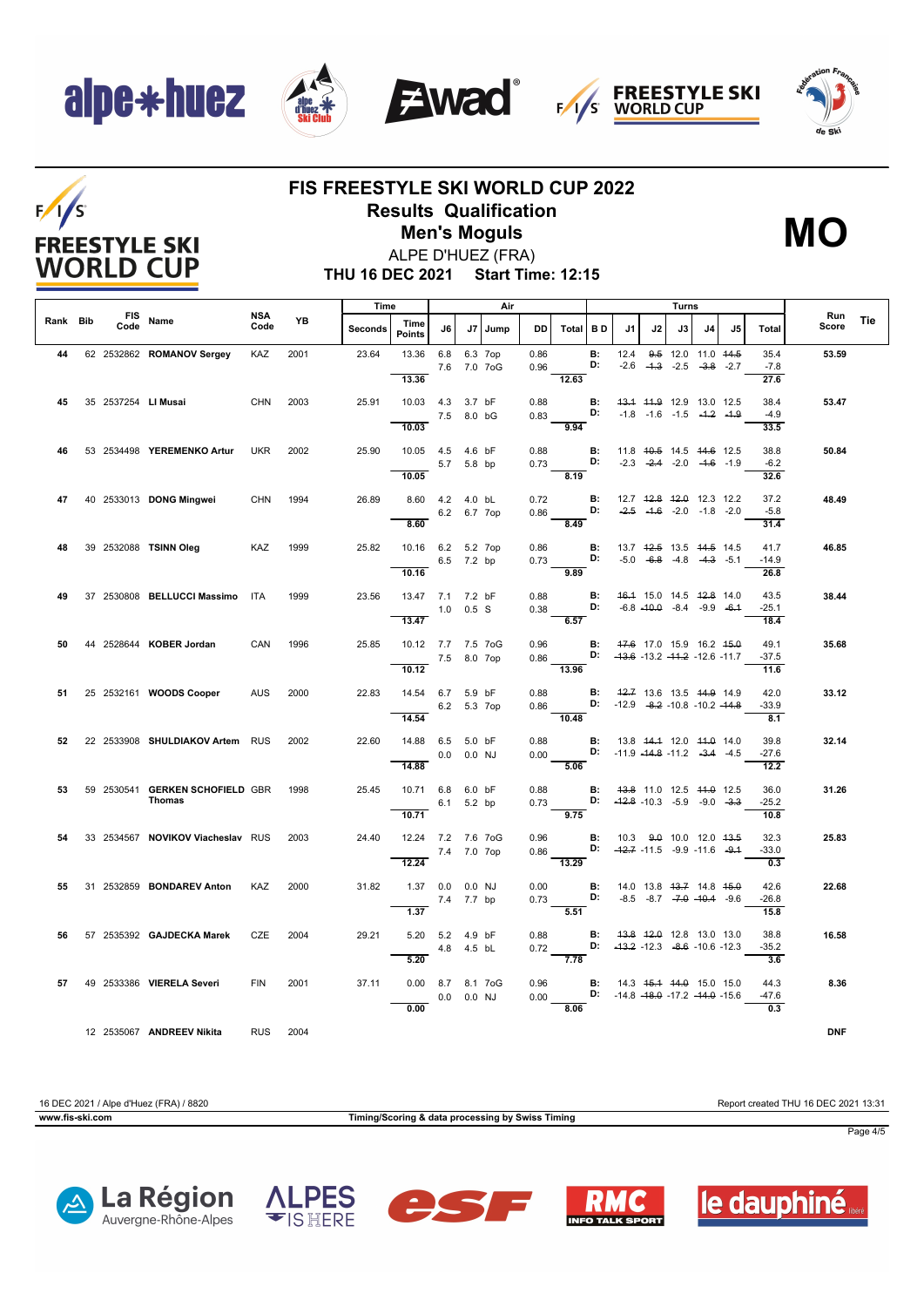# FIS FREESTYLE SKI WORLD CUP 2022

## Results Qualification

## Men's Moguls

**MO**

ALPE D'HUEZ (FRA)

**THU 16 DEC 2021 Start Time: 12:15**

| Rank | Bib | FIS Code | Name | NSA Code | YB | Time Seconds | Time Points | J6 | J7 | Jump | DD | Air Total | B D | J1 | J2 | J3 | J4 | J5 | Turns Total | Run Score | Tie |
|---|---|---|---|---|---|---|---|---|---|---|---|---|---|---|---|---|---|---|---|---|---|
| 44 | 62 | 2532862 | ROMANOV Sergey | KAZ | 2001 | 23.64 | 13.36 | 6.8 / 7.6 | 6.3 / 7.0 | 7op / 7oG | 0.86 / 0.96 | 12.63 | B: / D: | 12.4 / -2.6 | ~~9.5~~ / ~~-1.3~~ | 12.0 / -2.5 | 11.0 / ~~-3.8~~ | ~~14.5~~ / -2.7 | 35.4 / -7.8 / 27.6 | 53.59 | |
| 45 | 35 | 2537254 | LI Musai | CHN | 2003 | 25.91 | 10.03 | 4.3 / 7.5 | 3.7 / 8.0 | bF / bG | 0.88 / 0.83 | 9.94 | B: / D: | ~~13.1~~ / -1.8 | ~~11.9~~ / -1.6 | 12.9 / -1.5 | 13.0 / ~~-1.2~~ | 12.5 / ~~-1.9~~ | 38.4 / -4.9 / 33.5 | 53.47 | |
| 46 | 53 | 2534498 | YEREMENKO Artur | UKR | 2002 | 25.90 | 10.05 | 4.5 / 5.7 | 4.6 / 5.8 | bF / bp | 0.88 / 0.73 | 8.19 | B: / D: | 11.8 / -2.3 | ~~10.5~~ / ~~-2.4~~ | 14.5 / -2.0 | ~~14.6~~ / ~~-1.6~~ | 12.5 / -1.9 | 38.8 / -6.2 / 32.6 | 50.84 | |
| 47 | 40 | 2533013 | DONG Mingwei | CHN | 1994 | 26.89 | 8.60 | 4.2 / 6.2 | 4.0 / 6.7 | bL / 7op | 0.72 / 0.86 | 8.49 | B: / D: | 12.7 / ~~-2.5~~ | ~~12.8~~ / ~~-1.6~~ | ~~12.0~~ / -2.0 | 12.3 / -1.8 | 12.2 / -2.0 | 37.2 / -5.8 / 31.4 | 48.49 | |
| 48 | 39 | 2532088 | TSINN Oleg | KAZ | 1999 | 25.82 | 10.16 | 6.2 / 6.5 | 5.2 / 7.2 | 7op / bp | 0.86 / 0.73 | 9.89 | B: / D: | 13.7 / -5.0 | ~~12.5~~ / ~~-6.8~~ | 13.5 / -4.8 | ~~14.5~~ / ~~-4.3~~ | 14.5 / -5.1 | 41.7 / -14.9 / 26.8 | 46.85 | |
| 49 | 37 | 2530808 | BELLUCCI Massimo | ITA | 1999 | 23.56 | 13.47 | 7.1 / 1.0 | 7.2 / 0.5 | bF / S | 0.88 / 0.38 | 6.57 | B: / D: | ~~16.1~~ / -6.8 | 15.0 / ~~-10.0~~ | 14.5 / -8.4 | ~~12.8~~ / -9.9 | 14.0 / ~~-6.1~~ | 43.5 / -25.1 / 18.4 | 38.44 | |
| 50 | 44 | 2528644 | KOBER Jordan | CAN | 1996 | 25.85 | 10.12 | 7.7 / 7.5 | 7.5 / 8.0 | 7oG / 7op | 0.96 / 0.86 | 13.96 | B: / D: | ~~17.6~~ / ~~-13.6~~ | 17.0 / -13.2 | 15.9 / ~~-11.2~~ | 16.2 / -12.6 | ~~15.0~~ / -11.7 | 49.1 / -37.5 / 11.6 | 35.68 | |
| 51 | 25 | 2532161 | WOODS Cooper | AUS | 2000 | 22.83 | 14.54 | 6.7 / 6.2 | 5.9 / 5.3 | bF / 7op | 0.88 / 0.86 | 10.48 | B: / D: | ~~12.7~~ / -12.9 | 13.6 / ~~-8.2~~ | 13.5 / -10.8 | ~~14.9~~ / -10.2 | 14.9 / ~~-14.8~~ | 42.0 / -33.9 / 8.1 | 33.12 | |
| 52 | 22 | 2533908 | SHULDIAKOV Artem | RUS | 2002 | 22.60 | 14.88 | 6.5 / 0.0 | 5.0 / 0.0 | bF / NJ | 0.88 / 0.00 | 5.06 | B: / D: | 13.8 / -11.9 | ~~14.1~~ / ~~-14.8~~ | 12.0 / -11.2 | ~~11.0~~ / ~~-3.4~~ | 14.0 / -4.5 | 39.8 / -27.6 / 12.2 | 32.14 | |
| 53 | 59 | 2530541 | GERKEN SCHOFIELD Thomas | GBR | 1998 | 25.45 | 10.71 | 6.8 / 6.1 | 6.0 / 5.2 | bF / bp | 0.88 / 0.73 | 9.75 | B: / D: | ~~13.8~~ / ~~-12.8~~ | 11.0 / -10.3 | 12.5 / -5.9 | ~~11.0~~ / -9.0 | 12.5 / ~~-3.3~~ | 36.0 / -25.2 / 10.8 | 31.26 | |
| 54 | 33 | 2534567 | NOVIKOV Viacheslav | RUS | 2003 | 24.40 | 12.24 | 7.2 / 7.4 | 7.6 / 7.0 | 7oG / 7op | 0.96 / 0.86 | 13.29 | B: / D: | 10.3 / ~~-12.7~~ | ~~9.0~~ / -11.5 | 10.0 / -9.9 | 12.0 / -11.6 | ~~13.5~~ / ~~-9.1~~ | 32.3 / -33.0 / 0.3 | 25.83 | |
| 55 | 31 | 2532859 | BONDAREV Anton | KAZ | 2000 | 31.82 | 1.37 | 0.0 / 7.4 | 0.0 / 7.7 | NJ / bp | 0.00 / 0.73 | 5.51 | B: / D: | 14.0 / -8.5 | 13.8 / -8.7 | ~~13.7~~ / ~~-7.0~~ | 14.8 / ~~-10.4~~ | ~~15.0~~ / -9.6 | 42.6 / -26.8 / 15.8 | 22.68 | |
| 56 | 57 | 2535392 | GAJDECKA Marek | CZE | 2004 | 29.21 | 5.20 | 5.2 / 4.8 | 4.9 / 4.5 | bF / bL | 0.88 / 0.72 | 7.78 | B: / D: | ~~13.8~~ / ~~-13.2~~ | ~~12.0~~ / -12.3 | 12.8 / ~~-8.6~~ | 13.0 / -10.6 | 13.0 / -12.3 | 38.8 / -35.2 / 3.6 | 16.58 | |
| 57 | 49 | 2533386 | VIERELA Severi | FIN | 2001 | 37.11 | 0.00 | 8.7 / 0.0 | 8.1 / 0.0 | 7oG / NJ | 0.96 / 0.00 | 8.06 | B: / D: | 14.3 / -14.8 | ~~15.1~~ / ~~-18.0~~ | ~~14.0~~ / -17.2 | 15.0 / ~~-14.0~~ | 15.0 / -15.6 | 44.3 / -47.6 / 0.3 | 8.36 | |
| | 12 | 2535067 | ANDREEV Nikita | RUS | 2004 | | | | | | | | | | | | | | | DNF | |

16 DEC 2021 / Alpe d'Huez (FRA) / 8820

Report created THU 16 DEC 2021 13:31

www.fis-ski.com

Timing/Scoring & data processing by Swiss Timing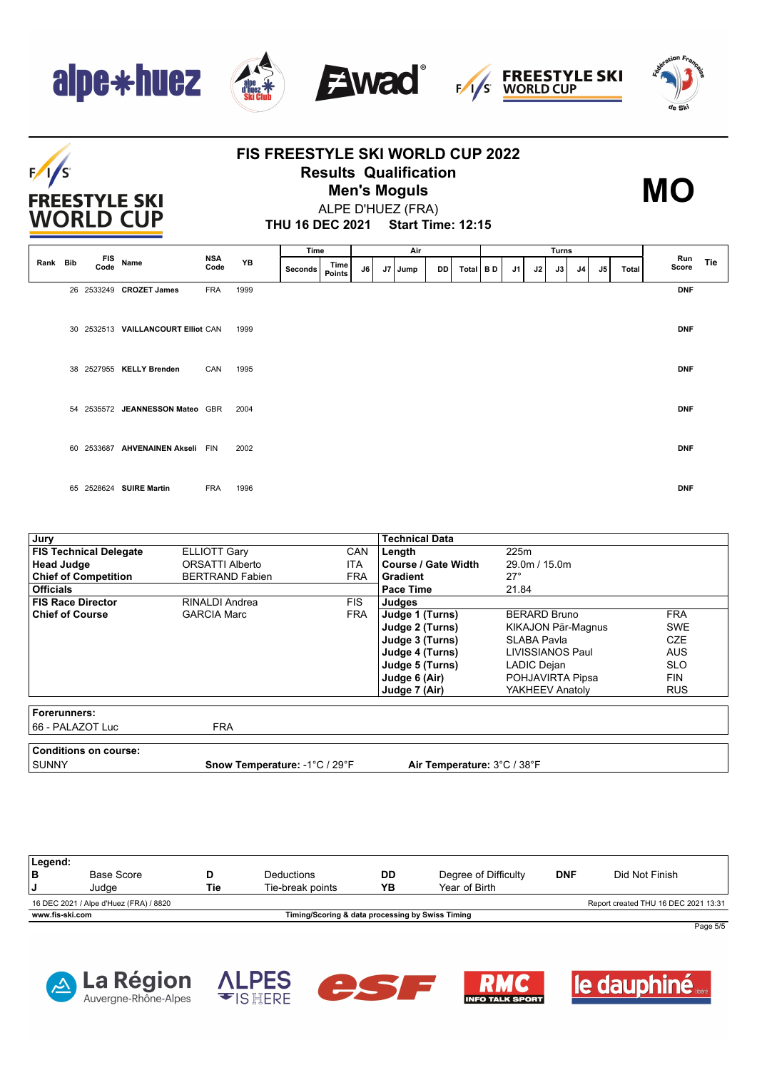# FIS FREESTYLE SKI WORLD CUP 2022

## Results Qualification

## Men's Moguls

ALPE D'HUEZ (FRA)

**THU 16 DEC 2021 Start Time: 12:15**

**MO**

| Rank | Bib | FIS Code | Name | NSA Code | YB | Time Seconds | Time Points | Air J6 | Air J7 | Jump | DD | Total | Turns B D | J1 | J2 | J3 | J4 | J5 | Total | Run Score | Tie |
|---|---|---|---|---|---|---|---|---|---|---|---|---|---|---|---|---|---|---|---|---|---|
| | 26 | 2533249 | CROZET James | FRA | 1999 | | | | | | | | | | | | | | | DNF | |
| | 30 | 2532513 | VAILLANCOURT Elliot | CAN | 1999 | | | | | | | | | | | | | | | DNF | |
| | 38 | 2527955 | KELLY Brenden | CAN | 1995 | | | | | | | | | | | | | | | DNF | |
| | 54 | 2535572 | JEANNESSON Mateo | GBR | 2004 | | | | | | | | | | | | | | | DNF | |
| | 60 | 2533687 | AHVENAINEN Akseli | FIN | 2002 | | | | | | | | | | | | | | | DNF | |
| | 65 | 2528624 | SUIRE Martin | FRA | 1996 | | | | | | | | | | | | | | | DNF | |

| Jury | | |
|---|---|---|
| **FIS Technical Delegate** | ELLIOTT Gary | CAN |
| **Head Judge** | ORSATTI Alberto | ITA |
| **Chief of Competition** | BERTRAND Fabien | FRA |
| **Officials** | | |
| **FIS Race Director** | RINALDI Andrea | FIS |
| **Chief of Course** | GARCIA Marc | FRA |

| Technical Data | | |
|---|---|---|
| **Length** | 225m | |
| **Course / Gate Width** | 29.0m / 15.0m | |
| **Gradient** | 27° | |
| **Pace Time** | 21.84 | |
| **Judges** | | |
| **Judge 1 (Turns)** | BERARD Bruno | FRA |
| **Judge 2 (Turns)** | KIKAJON Pär-Magnus | SWE |
| **Judge 3 (Turns)** | SLABA Pavla | CZE |
| **Judge 4 (Turns)** | LIVISSIANOS Paul | AUS |
| **Judge 5 (Turns)** | LADIC Dejan | SLO |
| **Judge 6 (Air)** | POHJAVIRTA Pipsa | FIN |
| **Judge 7 (Air)** | YAKHEEV Anatoly | RUS |

**Forerunners:**

66 - PALAZOT Luc FRA

**Conditions on course:**

SUNNY **Snow Temperature:** -1°C / 29°F **Air Temperature:** 3°C / 38°F

| Legend: | | | | | | | |
|---|---|---|---|---|---|---|---|
| B | Base Score | D | Deductions | DD | Degree of Difficulty | DNF | Did Not Finish |
| J | Judge | Tie | Tie-break points | YB | Year of Birth | | |

16 DEC 2021 / Alpe d'Huez (FRA) / 8820 — Report created THU 16 DEC 2021 13:31

www.fis-ski.com — Timing/Scoring & data processing by Swiss Timing